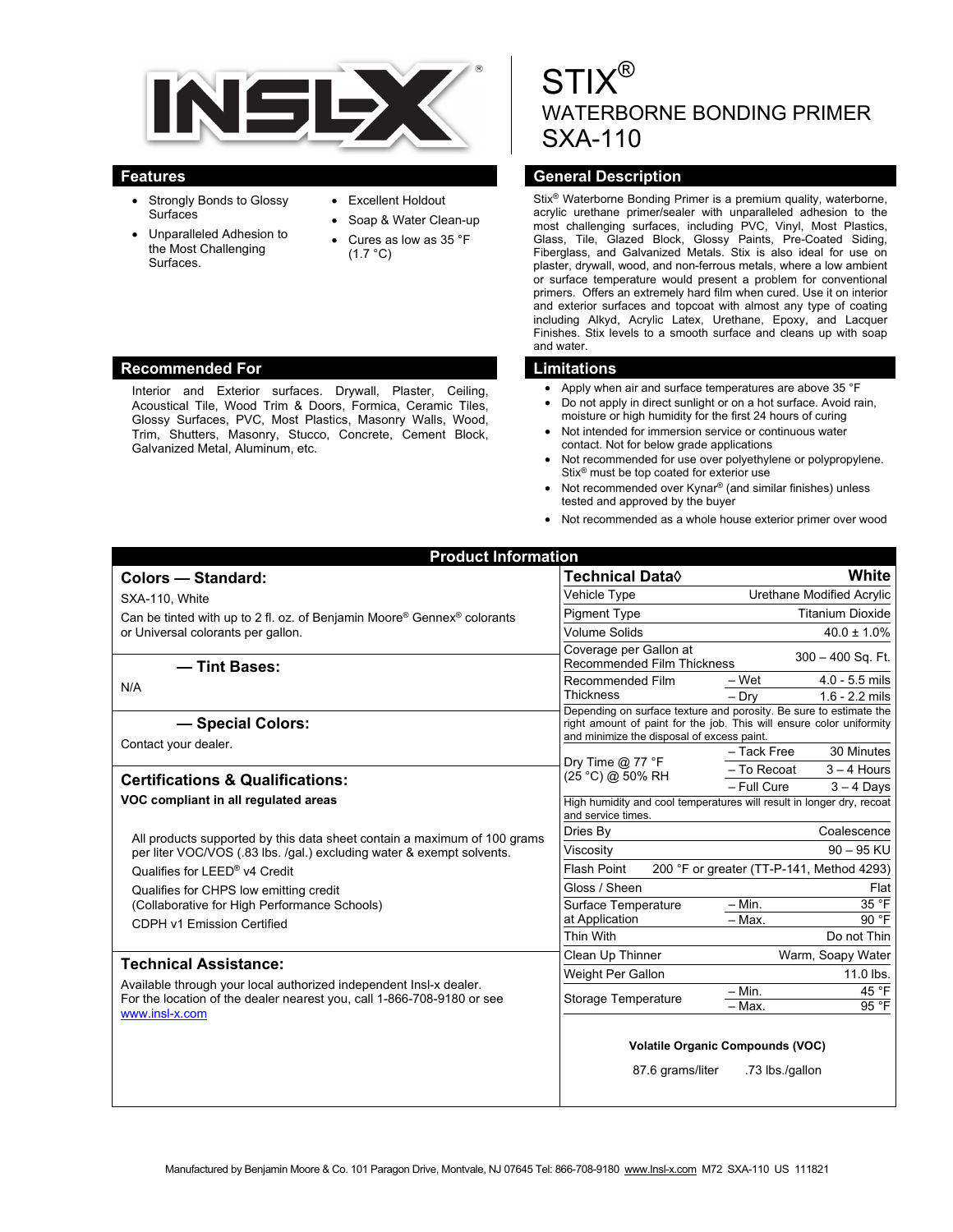INSL-X®

# STIX®
## WATERBORNE BONDING PRIMER
## SXA-110

## Features

- Strongly Bonds to Glossy Surfaces
- Unparalleled Adhesion to the Most Challenging Surfaces.
- Excellent Holdout
- Soap & Water Clean-up
- Cures as low as 35 °F (1.7 °C)

## General Description

Stix® Waterborne Bonding Primer is a premium quality, waterborne, acrylic urethane primer/sealer with unparalleled adhesion to the most challenging surfaces, including PVC, Vinyl, Most Plastics, Glass, Tile, Glazed Block, Glossy Paints, Pre-Coated Siding, Fiberglass, and Galvanized Metals. Stix is also ideal for use on plaster, drywall, wood, and non-ferrous metals, where a low ambient or surface temperature would present a problem for conventional primers. Offers an extremely hard film when cured. Use it on interior and exterior surfaces and topcoat with almost any type of coating including Alkyd, Acrylic Latex, Urethane, Epoxy, and Lacquer Finishes. Stix levels to a smooth surface and cleans up with soap and water.

## Recommended For

Interior and Exterior surfaces. Drywall, Plaster, Ceiling, Acoustical Tile, Wood Trim & Doors, Formica, Ceramic Tiles, Glossy Surfaces, PVC, Most Plastics, Masonry Walls, Wood, Trim, Shutters, Masonry, Stucco, Concrete, Cement Block, Galvanized Metal, Aluminum, etc.

## Limitations

- Apply when air and surface temperatures are above 35 °F
- Do not apply in direct sunlight or on a hot surface. Avoid rain, moisture or high humidity for the first 24 hours of curing
- Not intended for immersion service or continuous water contact. Not for below grade applications
- Not recommended for use over polyethylene or polypropylene. Stix® must be top coated for exterior use
- Not recommended over Kynar® (and similar finishes) unless tested and approved by the buyer
- Not recommended as a whole house exterior primer over wood

## Product Information

### Colors — Standard:

SXA-110, White

Can be tinted with up to 2 fl. oz. of Benjamin Moore® Gennex® colorants or Universal colorants per gallon.

### — Tint Bases:

N/A

### — Special Colors:

Contact your dealer.

### Certifications & Qualifications:

**VOC compliant in all regulated areas**

All products supported by this data sheet contain a maximum of 100 grams per liter VOC/VOS (.83 lbs. /gal.) excluding water & exempt solvents.

Qualifies for LEED® v4 Credit

Qualifies for CHPS low emitting credit (Collaborative for High Performance Schools)

CDPH v1 Emission Certified

### Technical Assistance:

Available through your local authorized independent Insl-x dealer. For the location of the dealer nearest you, call 1-866-708-9180 or see www.insl-x.com

| Technical Data◊ | | White |
|---|---|---|
| Vehicle Type | | Urethane Modified Acrylic |
| Pigment Type | | Titanium Dioxide |
| Volume Solids | | 40.0 ± 1.0% |
| Coverage per Gallon at Recommended Film Thickness | | 300 – 400 Sq. Ft. |
| Recommended Film Thickness | – Wet | 4.0 - 5.5 mils |
| | – Dry | 1.6 - 2.2 mils |
| Depending on surface texture and porosity. Be sure to estimate the right amount of paint for the job. This will ensure color uniformity and minimize the disposal of excess paint. | | |
| Dry Time @ 77 °F (25 °C) @ 50% RH | – Tack Free | 30 Minutes |
| | – To Recoat | 3 – 4 Hours |
| | – Full Cure | 3 – 4 Days |
| High humidity and cool temperatures will result in longer dry, recoat and service times. | | |
| Dries By | | Coalescence |
| Viscosity | | 90 – 95 KU |
| Flash Point | | 200 °F or greater (TT-P-141, Method 4293) |
| Gloss / Sheen | | Flat |
| Surface Temperature at Application | – Min. | 35 °F |
| | – Max. | 90 °F |
| Thin With | | Do not Thin |
| Clean Up Thinner | | Warm, Soapy Water |
| Weight Per Gallon | | 11.0 lbs. |
| Storage Temperature | – Min. | 45 °F |
| | – Max. | 95 °F |

**Volatile Organic Compounds (VOC)**

87.6 grams/liter .73 lbs./gallon

Manufactured by Benjamin Moore & Co. 101 Paragon Drive, Montvale, NJ 07645 Tel: 866-708-9180 www.insl-x.com M72 SXA-110 US 111821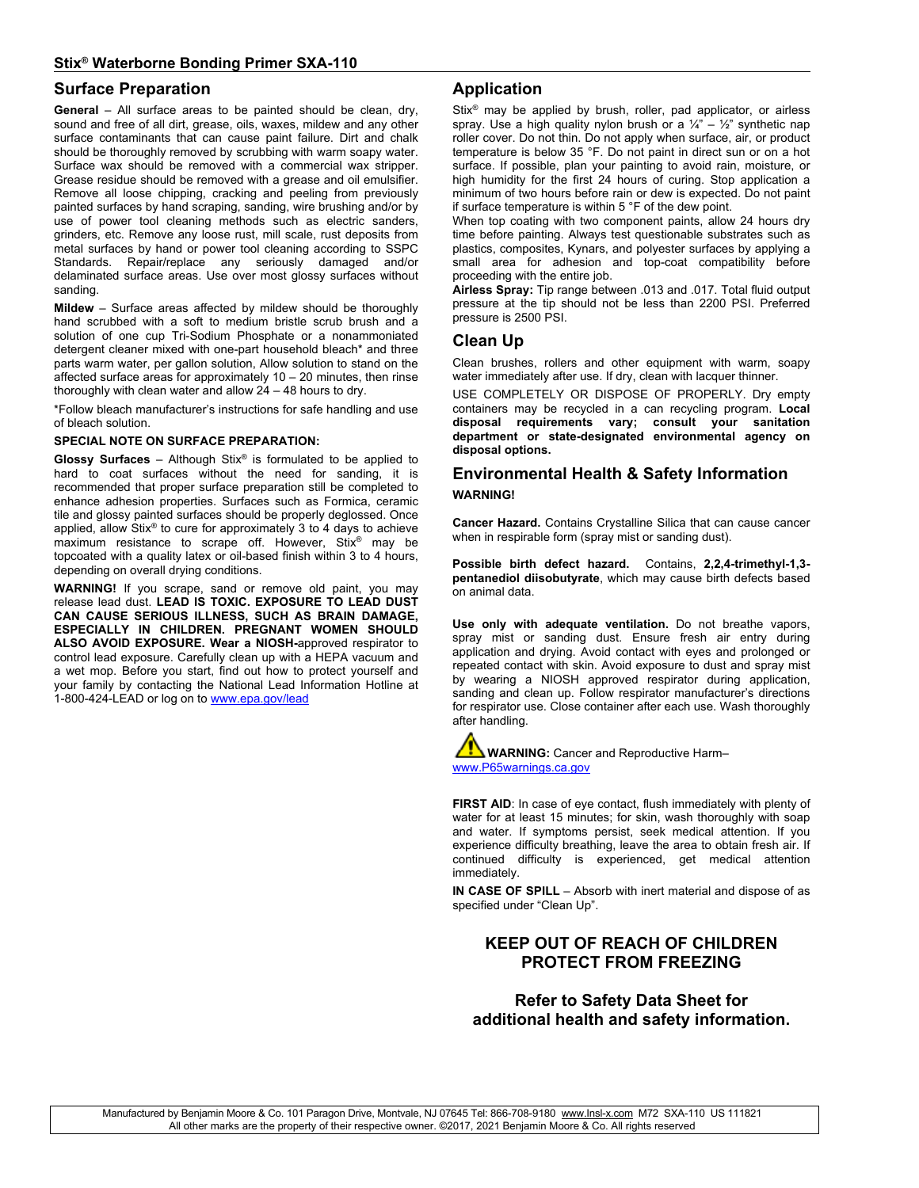## Surface Preparation

**General** – All surface areas to be painted should be clean, dry, sound and free of all dirt, grease, oils, waxes, mildew and any other surface contaminants that can cause paint failure. Dirt and chalk should be thoroughly removed by scrubbing with warm soapy water. Surface wax should be removed with a commercial wax stripper. Grease residue should be removed with a grease and oil emulsifier. Remove all loose chipping, cracking and peeling from previously painted surfaces by hand scraping, sanding, wire brushing and/or by use of power tool cleaning methods such as electric sanders, grinders, etc. Remove any loose rust, mill scale, rust deposits from metal surfaces by hand or power tool cleaning according to SSPC Standards. Repair/replace any seriously damaged and/or delaminated surface areas. Use over most glossy surfaces without sanding.

**Mildew** – Surface areas affected by mildew should be thoroughly hand scrubbed with a soft to medium bristle scrub brush and a solution of one cup Tri-Sodium Phosphate or a nonammoniated detergent cleaner mixed with one-part household bleach* and three parts warm water, per gallon solution, Allow solution to stand on the affected surface areas for approximately 10 – 20 minutes, then rinse thoroughly with clean water and allow 24 – 48 hours to dry.

*Follow bleach manufacturer's instructions for safe handling and use of bleach solution.

**SPECIAL NOTE ON SURFACE PREPARATION:**

**Glossy Surfaces** – Although Stix® is formulated to be applied to hard to coat surfaces without the need for sanding, it is recommended that proper surface preparation still be completed to enhance adhesion properties. Surfaces such as Formica, ceramic tile and glossy painted surfaces should be properly deglossed. Once applied, allow Stix® to cure for approximately 3 to 4 days to achieve maximum resistance to scrape off. However, Stix® may be topcoated with a quality latex or oil-based finish within 3 to 4 hours, depending on overall drying conditions.

**WARNING!** If you scrape, sand or remove old paint, you may release lead dust. **LEAD IS TOXIC. EXPOSURE TO LEAD DUST CAN CAUSE SERIOUS ILLNESS, SUCH AS BRAIN DAMAGE, ESPECIALLY IN CHILDREN. PREGNANT WOMEN SHOULD ALSO AVOID EXPOSURE. Wear a NIOSH-**approved respirator to control lead exposure. Carefully clean up with a HEPA vacuum and a wet mop. Before you start, find out how to protect yourself and your family by contacting the National Lead Information Hotline at 1-800-424-LEAD or log on to www.epa.gov/lead

## Application

Stix® may be applied by brush, roller, pad applicator, or airless spray. Use a high quality nylon brush or a ¼" – ½" synthetic nap roller cover. Do not thin. Do not apply when surface, air, or product temperature is below 35 °F. Do not paint in direct sun or on a hot surface. If possible, plan your painting to avoid rain, moisture, or high humidity for the first 24 hours of curing. Stop application a minimum of two hours before rain or dew is expected. Do not paint if surface temperature is within 5 °F of the dew point.

When top coating with two component paints, allow 24 hours dry time before painting. Always test questionable substrates such as plastics, composites, Kynars, and polyester surfaces by applying a small area for adhesion and top-coat compatibility before proceeding with the entire job.

**Airless Spray:** Tip range between .013 and .017. Total fluid output pressure at the tip should not be less than 2200 PSI. Preferred pressure is 2500 PSI.

## Clean Up

Clean brushes, rollers and other equipment with warm, soapy water immediately after use. If dry, clean with lacquer thinner.

USE COMPLETELY OR DISPOSE OF PROPERLY. Dry empty containers may be recycled in a can recycling program. **Local disposal requirements vary; consult your sanitation department or state-designated environmental agency on disposal options.**

## Environmental Health & Safety Information

**WARNING!**

**Cancer Hazard.** Contains Crystalline Silica that can cause cancer when in respirable form (spray mist or sanding dust).

**Possible birth defect hazard.** Contains, **2,2,4-trimethyl-1,3-pentanediol diisobutyrate**, which may cause birth defects based on animal data.

**Use only with adequate ventilation.** Do not breathe vapors, spray mist or sanding dust. Ensure fresh air entry during application and drying. Avoid contact with eyes and prolonged or repeated contact with skin. Avoid exposure to dust and spray mist by wearing a NIOSH approved respirator during application, sanding and clean up. Follow respirator manufacturer's directions for respirator use. Close container after each use. Wash thoroughly after handling.

**WARNING:** Cancer and Reproductive Harm– www.P65warnings.ca.gov

**FIRST AID**: In case of eye contact, flush immediately with plenty of water for at least 15 minutes; for skin, wash thoroughly with soap and water. If symptoms persist, seek medical attention. If you experience difficulty breathing, leave the area to obtain fresh air. If continued difficulty is experienced, get medical attention immediately.

**IN CASE OF SPILL** – Absorb with inert material and dispose of as specified under "Clean Up".

**KEEP OUT OF REACH OF CHILDREN**
**PROTECT FROM FREEZING**

**Refer to Safety Data Sheet for additional health and safety information.**

Manufactured by Benjamin Moore & Co. 101 Paragon Drive, Montvale, NJ 07645 Tel: 866-708-9180 www.Insl-x.com M72 SXA-110 US 111821
All other marks are the property of their respective owner. ©2017, 2021 Benjamin Moore & Co. All rights reserved